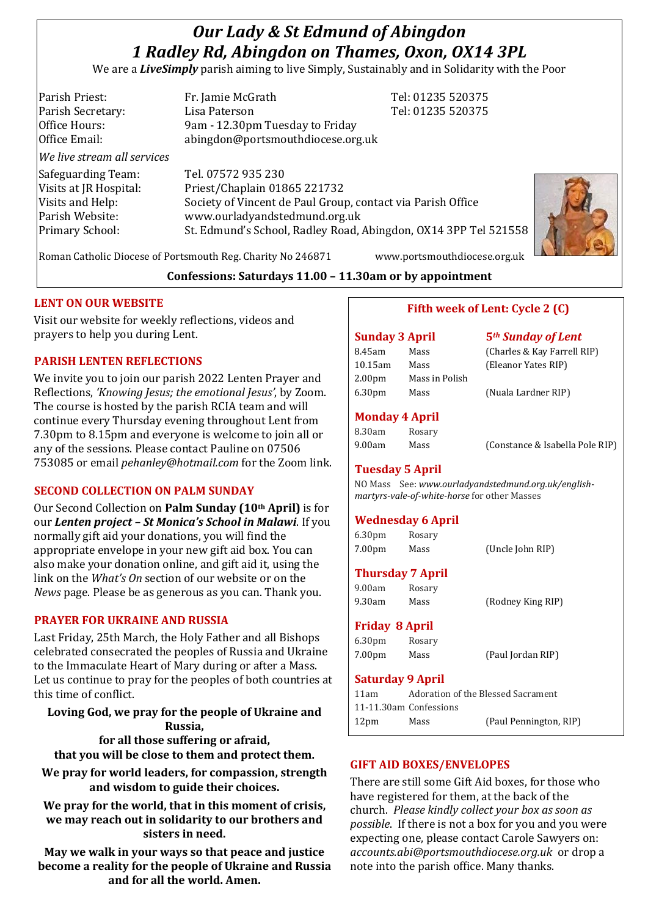# *Our Lady & St Edmund of Abingdon*
# *1 Radley Rd, Abingdon on Thames, Oxon, OX14 3PL*

We are a ***LiveSimply*** parish aiming to live Simply, Sustainably and in Solidarity with the Poor

| | | |
|---|---|---|
| Parish Priest: | Fr. Jamie McGrath | Tel: 01235 520375 |
| Parish Secretary: | Lisa Paterson | Tel: 01235 520375 |
| Office Hours: | 9am - 12.30pm Tuesday to Friday | |
| Office Email: | abingdon@portsmouthdiocese.org.uk | |

*We live stream all services*

| | |
|---|---|
| Safeguarding Team: | Tel. 07572 935 230 |
| Visits at JR Hospital: | Priest/Chaplain 01865 221732 |
| Visits and Help: | Society of Vincent de Paul Group, contact via Parish Office |
| Parish Website: | www.ourladyandstedmund.org.uk |
| Primary School: | St. Edmund's School, Radley Road, Abingdon, OX14 3PP Tel 521558 |

Roman Catholic Diocese of Portsmouth Reg. Charity No 246871 www.portsmouthdiocese.org.uk

**Confessions: Saturdays 11.00 – 11.30am or by appointment**

## LENT ON OUR WEBSITE

Visit our website for weekly reflections, videos and prayers to help you during Lent.

## PARISH LENTEN REFLECTIONS

We invite you to join our parish 2022 Lenten Prayer and Reflections, *'Knowing Jesus; the emotional Jesus'*, by Zoom. The course is hosted by the parish RCIA team and will continue every Thursday evening throughout Lent from 7.30pm to 8.15pm and everyone is welcome to join all or any of the sessions. Please contact Pauline on 07506 753085 or email *pehanley@hotmail.com* for the Zoom link.

## SECOND COLLECTION ON PALM SUNDAY

Our Second Collection on **Palm Sunday (10th April)** is for our ***Lenten project – St Monica's School in Malawi***. If you normally gift aid your donations, you will find the appropriate envelope in your new gift aid box. You can also make your donation online, and gift aid it, using the link on the *What's On* section of our website or on the *News* page. Please be as generous as you can. Thank you.

## PRAYER FOR UKRAINE AND RUSSIA

Last Friday, 25th March, the Holy Father and all Bishops celebrated consecrated the peoples of Russia and Ukraine to the Immaculate Heart of Mary during or after a Mass. Let us continue to pray for the peoples of both countries at this time of conflict.

**Loving God, we pray for the people of Ukraine and Russia,**
**for all those suffering or afraid,**
**that you will be close to them and protect them.**

**We pray for world leaders, for compassion, strength and wisdom to guide their choices.**

**We pray for the world, that in this moment of crisis, we may reach out in solidarity to our brothers and sisters in need.**

**May we walk in your ways so that peace and justice become a reality for the people of Ukraine and Russia and for all the world. Amen.**

## Fifth week of Lent: Cycle 2 (C)

### Sunday 3 April — *5th Sunday of Lent*

| | | |
|---|---|---|
| 8.45am | Mass | (Charles & Kay Farrell RIP) |
| 10.15am | Mass | (Eleanor Yates RIP) |
| 2.00pm | Mass in Polish | |
| 6.30pm | Mass | (Nuala Lardner RIP) |

### Monday 4 April

| | | |
|---|---|---|
| 8.30am | Rosary | |
| 9.00am | Mass | (Constance & Isabella Pole RIP) |

### Tuesday 5 April

NO Mass See: *www.ourladyandstedmund.org.uk/english-martyrs-vale-of-white-horse* for other Masses

### Wednesday 6 April

| | | |
|---|---|---|
| 6.30pm | Rosary | |
| 7.00pm | Mass | (Uncle John RIP) |

### Thursday 7 April

| | | |
|---|---|---|
| 9.00am | Rosary | |
| 9.30am | Mass | (Rodney King RIP) |

### Friday 8 April

| | | |
|---|---|---|
| 6.30pm | Rosary | |
| 7.00pm | Mass | (Paul Jordan RIP) |

### Saturday 9 April

| | | |
|---|---|---|
| 11am | Adoration of the Blessed Sacrament | |
| 11-11.30am | Confessions | |
| 12pm | Mass | (Paul Pennington, RIP) |

## GIFT AID BOXES/ENVELOPES

There are still some Gift Aid boxes, for those who have registered for them, at the back of the church. *Please kindly collect your box as soon as possible*. If there is not a box for you and you were expecting one, please contact Carole Sawyers on: *accounts.abi@portsmouthdiocese.org.uk* or drop a note into the parish office. Many thanks.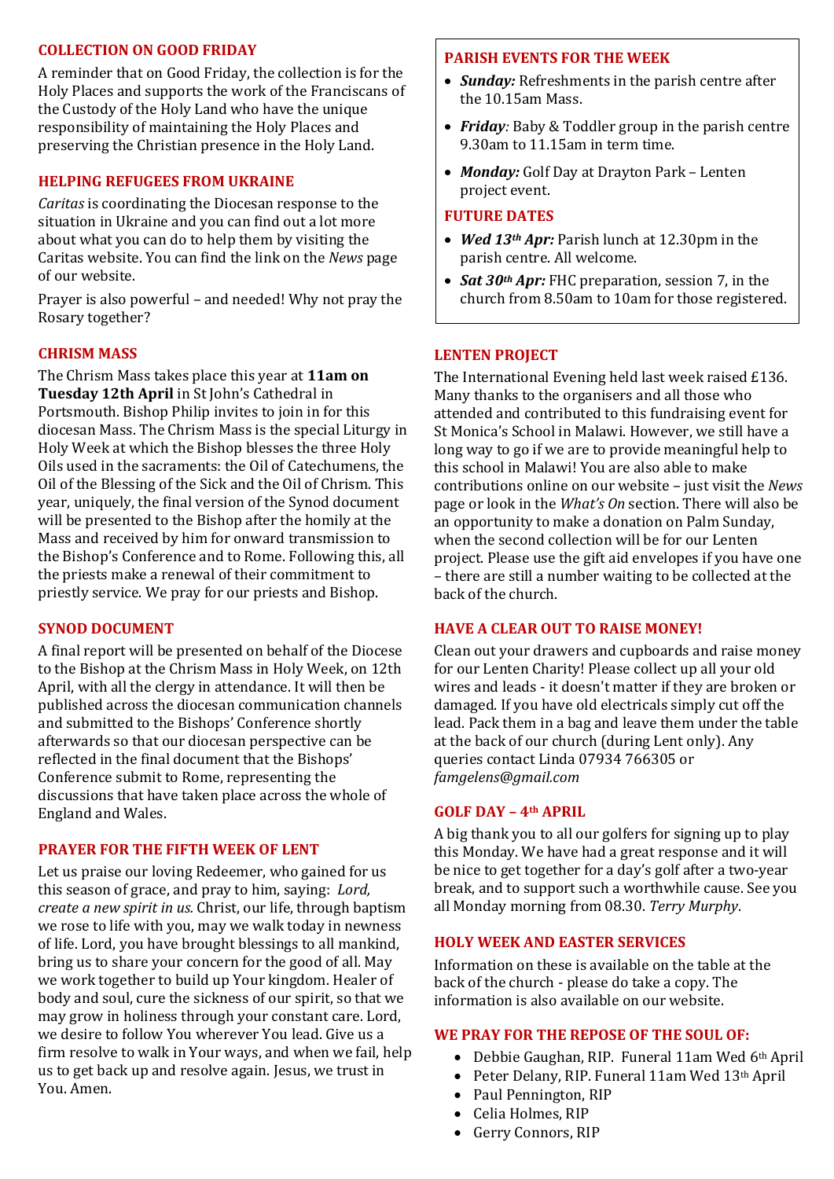## COLLECTION ON GOOD FRIDAY

A reminder that on Good Friday, the collection is for the Holy Places and supports the work of the Franciscans of the Custody of the Holy Land who have the unique responsibility of maintaining the Holy Places and preserving the Christian presence in the Holy Land.

## HELPING REFUGEES FROM UKRAINE

*Caritas* is coordinating the Diocesan response to the situation in Ukraine and you can find out a lot more about what you can do to help them by visiting the Caritas website. You can find the link on the *News* page of our website.

Prayer is also powerful – and needed! Why not pray the Rosary together?

## CHRISM MASS

The Chrism Mass takes place this year at **11am on Tuesday 12th April** in St John's Cathedral in Portsmouth. Bishop Philip invites to join in for this diocesan Mass. The Chrism Mass is the special Liturgy in Holy Week at which the Bishop blesses the three Holy Oils used in the sacraments: the Oil of Catechumens, the Oil of the Blessing of the Sick and the Oil of Chrism. This year, uniquely, the final version of the Synod document will be presented to the Bishop after the homily at the Mass and received by him for onward transmission to the Bishop's Conference and to Rome. Following this, all the priests make a renewal of their commitment to priestly service. We pray for our priests and Bishop.

## SYNOD DOCUMENT

A final report will be presented on behalf of the Diocese to the Bishop at the Chrism Mass in Holy Week, on 12th April, with all the clergy in attendance. It will then be published across the diocesan communication channels and submitted to the Bishops' Conference shortly afterwards so that our diocesan perspective can be reflected in the final document that the Bishops' Conference submit to Rome, representing the discussions that have taken place across the whole of England and Wales.

## PRAYER FOR THE FIFTH WEEK OF LENT

Let us praise our loving Redeemer, who gained for us this season of grace, and pray to him, saying: *Lord, create a new spirit in us.* Christ, our life, through baptism we rose to life with you, may we walk today in newness of life. Lord, you have brought blessings to all mankind, bring us to share your concern for the good of all. May we work together to build up Your kingdom. Healer of body and soul, cure the sickness of our spirit, so that we may grow in holiness through your constant care. Lord, we desire to follow You wherever You lead. Give us a firm resolve to walk in Your ways, and when we fail, help us to get back up and resolve again. Jesus, we trust in You. Amen.

## PARISH EVENTS FOR THE WEEK

- ***Sunday:*** Refreshments in the parish centre after the 10.15am Mass.
- ***Friday****:* Baby & Toddler group in the parish centre 9.30am to 11.15am in term time.
- ***Monday:*** Golf Day at Drayton Park – Lenten project event.

## FUTURE DATES

- ***Wed 13th Apr:*** Parish lunch at 12.30pm in the parish centre. All welcome.
- ***Sat 30th Apr:*** FHC preparation, session 7, in the church from 8.50am to 10am for those registered.

## LENTEN PROJECT

The International Evening held last week raised £136. Many thanks to the organisers and all those who attended and contributed to this fundraising event for St Monica's School in Malawi. However, we still have a long way to go if we are to provide meaningful help to this school in Malawi! You are also able to make contributions online on our website – just visit the *News* page or look in the *What's On* section. There will also be an opportunity to make a donation on Palm Sunday, when the second collection will be for our Lenten project. Please use the gift aid envelopes if you have one – there are still a number waiting to be collected at the back of the church.

## HAVE A CLEAR OUT TO RAISE MONEY!

Clean out your drawers and cupboards and raise money for our Lenten Charity! Please collect up all your old wires and leads - it doesn't matter if they are broken or damaged. If you have old electricals simply cut off the lead. Pack them in a bag and leave them under the table at the back of our church (during Lent only). Any queries contact Linda 07934 766305 or *famgelens@gmail.com*

## GOLF DAY – 4th APRIL

A big thank you to all our golfers for signing up to play this Monday. We have had a great response and it will be nice to get together for a day's golf after a two-year break, and to support such a worthwhile cause. See you all Monday morning from 08.30. *Terry Murphy*.

## HOLY WEEK AND EASTER SERVICES

Information on these is available on the table at the back of the church - please do take a copy. The information is also available on our website.

## WE PRAY FOR THE REPOSE OF THE SOUL OF:

- Debbie Gaughan, RIP. Funeral 11am Wed 6th April
- Peter Delany, RIP. Funeral 11am Wed 13th April
- Paul Pennington, RIP
- Celia Holmes, RIP
- Gerry Connors, RIP